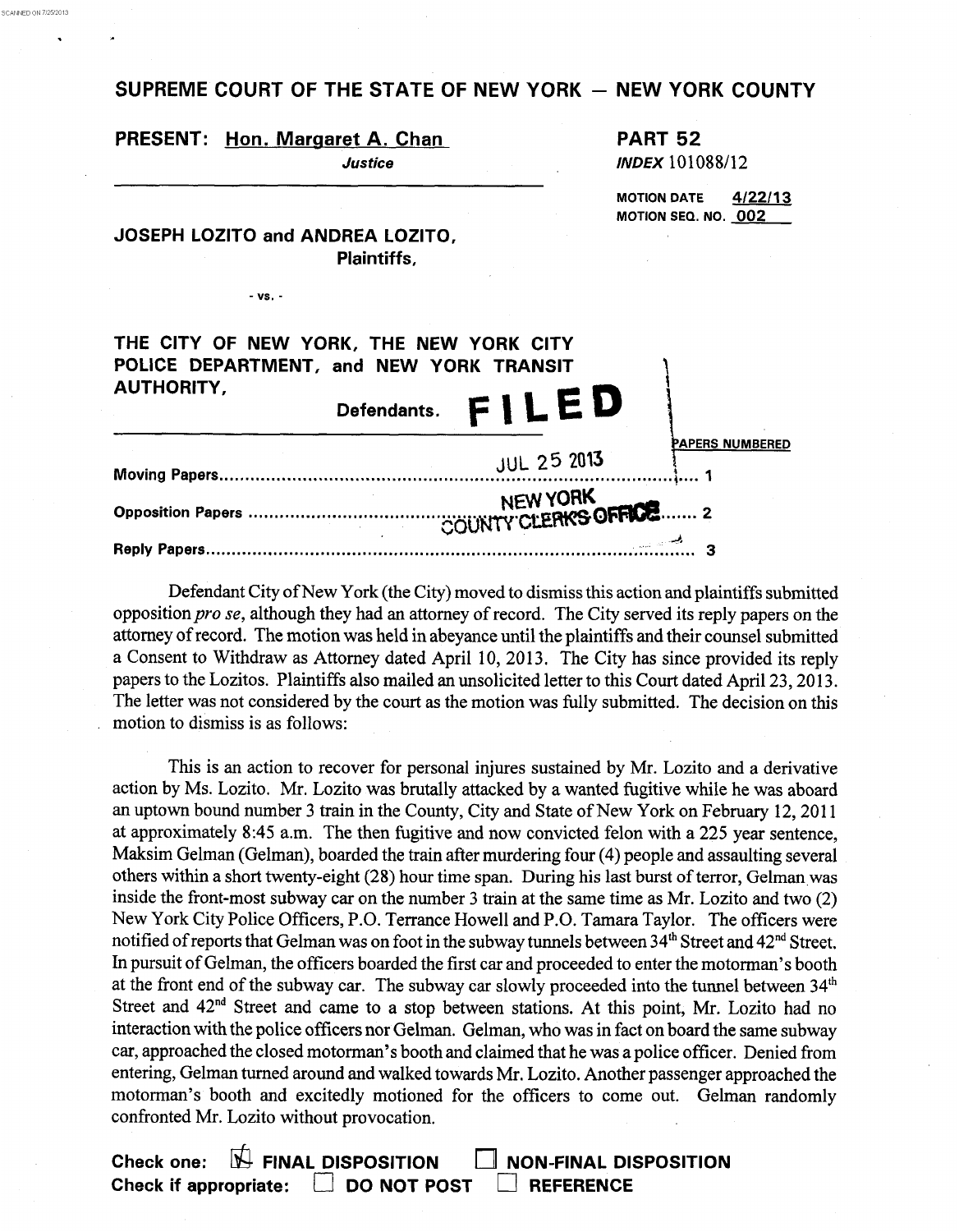SCANNED ON 7/25/2013

## SUPREME COURT OF THE STATE OF NEW YORK — NEW YORK COUNTY

**PRESENT: Hon. Margaret A. Chan**
*Justice*

**PART 52**
*INDEX* 101088/12

MOTION DATE 4/22/13
MOTION SEQ. NO. 002

**JOSEPH LOZITO and ANDREA LOZITO,**
**Plaintiffs,**

- vs. -

**THE CITY OF NEW YORK, THE NEW YORK CITY POLICE DEPARTMENT, and NEW YORK TRANSIT AUTHORITY,**
**Defendants.**

**FILED**
JUL 25 2013
NEW YORK COUNTY CLERK'S OFFICE

| | PAPERS NUMBERED |
|---|---|
| Moving Papers | 1 |
| Opposition Papers | 2 |
| Reply Papers | 3 |

Defendant City of New York (the City) moved to dismiss this action and plaintiffs submitted opposition *pro se*, although they had an attorney of record. The City served its reply papers on the attorney of record. The motion was held in abeyance until the plaintiffs and their counsel submitted a Consent to Withdraw as Attorney dated April 10, 2013. The City has since provided its reply papers to the Lozitos. Plaintiffs also mailed an unsolicited letter to this Court dated April 23, 2013. The letter was not considered by the court as the motion was fully submitted. The decision on this motion to dismiss is as follows:

This is an action to recover for personal injures sustained by Mr. Lozito and a derivative action by Ms. Lozito. Mr. Lozito was brutally attacked by a wanted fugitive while he was aboard an uptown bound number 3 train in the County, City and State of New York on February 12, 2011 at approximately 8:45 a.m. The then fugitive and now convicted felon with a 225 year sentence, Maksim Gelman (Gelman), boarded the train after murdering four (4) people and assaulting several others within a short twenty-eight (28) hour time span. During his last burst of terror, Gelman was inside the front-most subway car on the number 3 train at the same time as Mr. Lozito and two (2) New York City Police Officers, P.O. Terrance Howell and P.O. Tamara Taylor. The officers were notified of reports that Gelman was on foot in the subway tunnels between 34th Street and 42nd Street. In pursuit of Gelman, the officers boarded the first car and proceeded to enter the motorman's booth at the front end of the subway car. The subway car slowly proceeded into the tunnel between 34th Street and 42nd Street and came to a stop between stations. At this point, Mr. Lozito had no interaction with the police officers nor Gelman. Gelman, who was in fact on board the same subway car, approached the closed motorman's booth and claimed that he was a police officer. Denied from entering, Gelman turned around and walked towards Mr. Lozito. Another passenger approached the motorman's booth and excitedly motioned for the officers to come out. Gelman randomly confronted Mr. Lozito without provocation.

**Check one:** ☒ **FINAL DISPOSITION** ☐ **NON-FINAL DISPOSITION**
**Check if appropriate:** ☐ **DO NOT POST** ☐ **REFERENCE**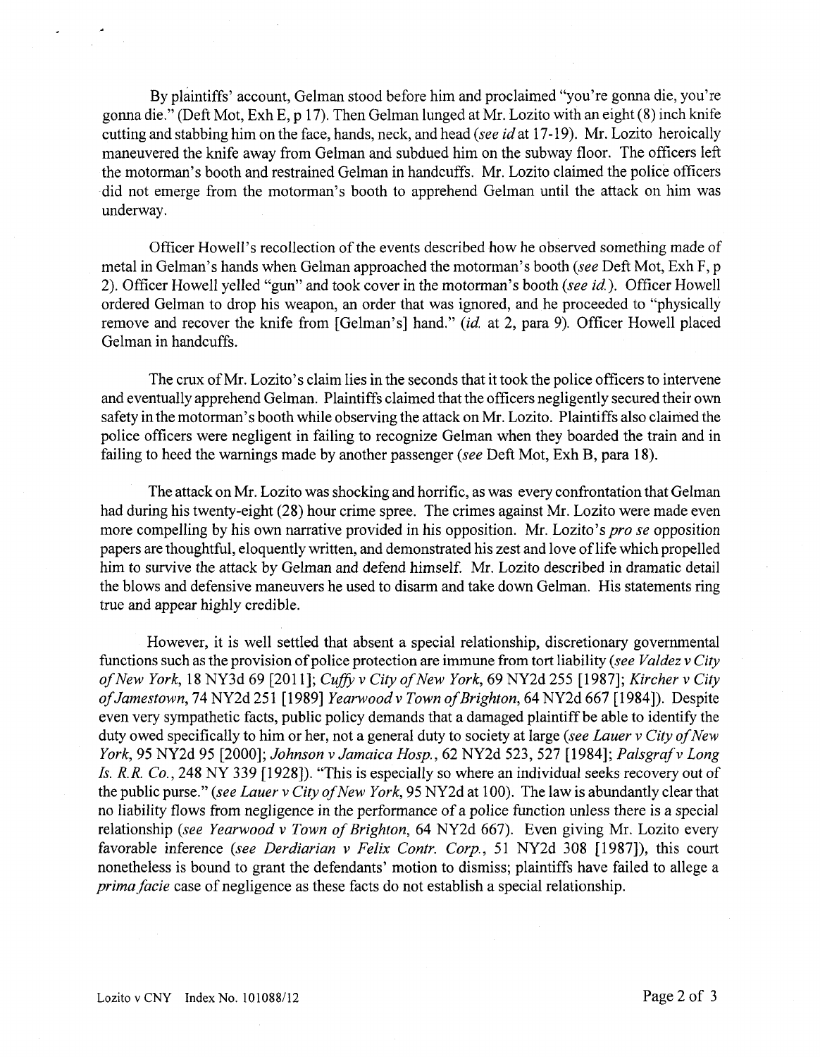By plaintiffs' account, Gelman stood before him and proclaimed "you're gonna die, you're gonna die." (Deft Mot, Exh E, p 17). Then Gelman lunged at Mr. Lozito with an eight (8) inch knife cutting and stabbing him on the face, hands, neck, and head (*see id* at 17-19). Mr. Lozito heroically maneuvered the knife away from Gelman and subdued him on the subway floor. The officers left the motorman's booth and restrained Gelman in handcuffs. Mr. Lozito claimed the police officers did not emerge from the motorman's booth to apprehend Gelman until the attack on him was underway.

Officer Howell's recollection of the events described how he observed something made of metal in Gelman's hands when Gelman approached the motorman's booth (*see* Deft Mot, Exh F, p 2). Officer Howell yelled "gun" and took cover in the motorman's booth (*see id.*). Officer Howell ordered Gelman to drop his weapon, an order that was ignored, and he proceeded to "physically remove and recover the knife from [Gelman's] hand." (*id.* at 2, para 9). Officer Howell placed Gelman in handcuffs.

The crux of Mr. Lozito's claim lies in the seconds that it took the police officers to intervene and eventually apprehend Gelman. Plaintiffs claimed that the officers negligently secured their own safety in the motorman's booth while observing the attack on Mr. Lozito. Plaintiffs also claimed the police officers were negligent in failing to recognize Gelman when they boarded the train and in failing to heed the warnings made by another passenger (*see* Deft Mot, Exh B, para 18).

The attack on Mr. Lozito was shocking and horrific, as was every confrontation that Gelman had during his twenty-eight (28) hour crime spree. The crimes against Mr. Lozito were made even more compelling by his own narrative provided in his opposition. Mr. Lozito's *pro se* opposition papers are thoughtful, eloquently written, and demonstrated his zest and love of life which propelled him to survive the attack by Gelman and defend himself. Mr. Lozito described in dramatic detail the blows and defensive maneuvers he used to disarm and take down Gelman. His statements ring true and appear highly credible.

However, it is well settled that absent a special relationship, discretionary governmental functions such as the provision of police protection are immune from tort liability (*see Valdez v City of New York*, 18 NY3d 69 [2011]; *Cuffy v City of New York*, 69 NY2d 255 [1987]; *Kircher v City of Jamestown*, 74 NY2d 251 [1989] *Yearwood v Town of Brighton*, 64 NY2d 667 [1984]). Despite even very sympathetic facts, public policy demands that a damaged plaintiff be able to identify the duty owed specifically to him or her, not a general duty to society at large (*see Lauer v City of New York*, 95 NY2d 95 [2000]; *Johnson v Jamaica Hosp.*, 62 NY2d 523, 527 [1984]; *Palsgraf v Long Is. R.R. Co.*, 248 NY 339 [1928]). "This is especially so where an individual seeks recovery out of the public purse." (*see Lauer v City of New York*, 95 NY2d at 100). The law is abundantly clear that no liability flows from negligence in the performance of a police function unless there is a special relationship (*see Yearwood v Town of Brighton*, 64 NY2d 667). Even giving Mr. Lozito every favorable inference (*see Derdiarian v Felix Contr. Corp.*, 51 NY2d 308 [1987]), this court nonetheless is bound to grant the defendants' motion to dismiss; plaintiffs have failed to allege a *prima facie* case of negligence as these facts do not establish a special relationship.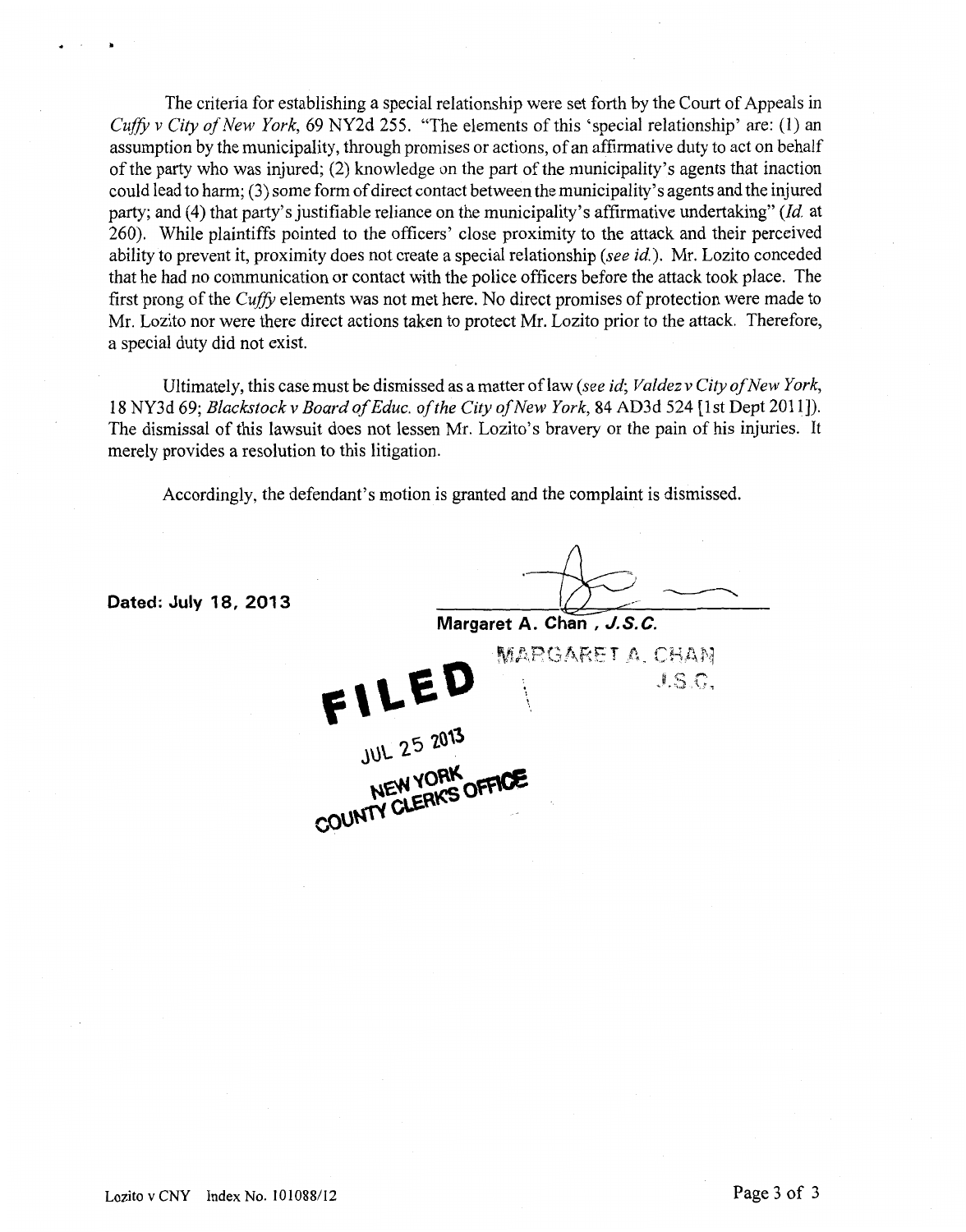The criteria for establishing a special relationship were set forth by the Court of Appeals in *Cuffy v City of New York*, 69 NY2d 255. "The elements of this 'special relationship' are: (1) an assumption by the municipality, through promises or actions, of an affirmative duty to act on behalf of the party who was injured; (2) knowledge on the part of the municipality's agents that inaction could lead to harm; (3) some form of direct contact between the municipality's agents and the injured party; and (4) that party's justifiable reliance on the municipality's affirmative undertaking" (*Id.* at 260). While plaintiffs pointed to the officers' close proximity to the attack and their perceived ability to prevent it, proximity does not create a special relationship (*see id.*). Mr. Lozito conceded that he had no communication or contact with the police officers before the attack took place. The first prong of the *Cuffy* elements was not met here. No direct promises of protection were made to Mr. Lozito nor were there direct actions taken to protect Mr. Lozito prior to the attack. Therefore, a special duty did not exist.

Ultimately, this case must be dismissed as a matter of law (*see id*; *Valdez v City of New York*, 18 NY3d 69; *Blackstock v Board of Educ. of the City of New York*, 84 AD3d 524 [1st Dept 2011]). The dismissal of this lawsuit does not lessen Mr. Lozito's bravery or the pain of his injuries. It merely provides a resolution to this litigation.

Accordingly, the defendant's motion is granted and the complaint is dismissed.

**Dated: July 18, 2013**

**Margaret A. Chan , *J.S.C.***

MARGARET A. CHAN
J.S.C.

FILED
JUL 25 2013
NEW YORK
COUNTY CLERK'S OFFICE

Lozito v CNY Index No. 101088/12